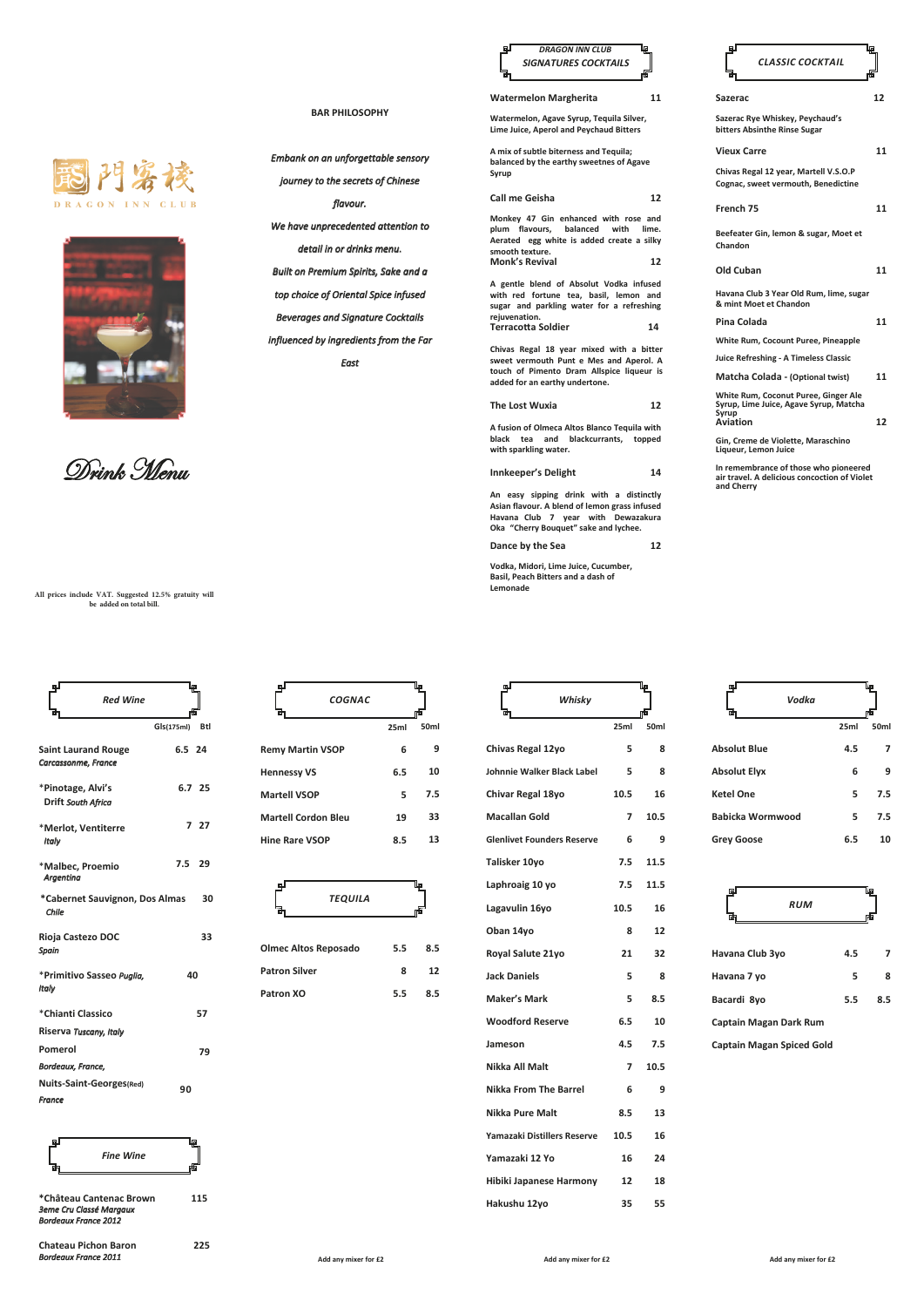門客棧

DRAGON INN CLUB

Drink Menu

All prices include VAT. Suggested 12.5% gratuity will be added on total bill.

## BAR PHILOSOPHY

*Embank on an unforgettable sensory journey to the secrets of Chinese flavour.*

*We have unprecedented attention to detail in or drinks menu.*

*Built on Premium Spirits, Sake and a top choice of Oriental Spice infused Beverages and Signature Cocktails influenced by ingredients from the Far East*

## DRAGON INN CLUB SIGNATURES COCKTAILS

**Watermelon Margherita** 11

Watermelon, Agave Syrup, Tequila Silver, Lime Juice, Aperol and Peychaud Bitters

A mix of subtle bitterness and Tequila; balanced by the earthy sweetness of Agave Syrup

**Call me Geisha** 12

Monkey 47 Gin enhanced with rose and plum flavours, balanced with lime. Aerated egg white is added create a silky smooth texture.

**Monk's Revival** 12

A gentle blend of Absolut Vodka infused with red fortune tea, basil, lemon and sugar and parkling water for a refreshing rejuvenation.

**Terracotta Soldier** 14

Chivas Regal 18 year mixed with a bitter sweet vermouth Punt e Mes and Aperol. A touch of Pimento Dram Allspice liqueur is added for an earthy undertone.

**The Lost Wuxia** 12

A fusion of Olmeca Altos Blanco Tequila with black tea and blackcurrants, topped with sparkling water.

**Innkeeper's Delight** 14

An easy sipping drink with a distinctly Asian flavour. A blend of lemon grass infused Havana Club 7 year with Dewazakura Oka "Cherry Bouquet" sake and lychee.

**Dance by the Sea** 12

Vodka, Midori, Lime Juice, Cucumber, Basil, Peach Bitters and a dash of Lemonade

## CLASSIC COCKTAIL

**Sazerac** 12

Sazerac Rye Whiskey, Peychaud's bitters Absinthe Rinse Sugar

**Vieux Carre** 11

Chivas Regal 12 year, Martell V.S.O.P Cognac, sweet vermouth, Benedictine

**French 75** 11

Beefeater Gin, lemon & sugar, Moet et Chandon

**Old Cuban** 11

Havana Club 3 Year Old Rum, lime, sugar & mint Moet et Chandon

**Pina Colada** 11

White Rum, Cocount Puree, Pineapple Juice Refreshing - A Timeless Classic

**Matcha Colada** - (Optional twist) 11

White Rum, Coconut Puree, Ginger Ale Syrup, Lime Juice, Agave Syrup, Matcha Syrup

**Aviation** 12

Gin, Creme de Violette, Maraschino Liqueur, Lemon Juice

In remembrance of those who pioneered air travel. A delicious concoction of Violet and Cherry

## Red Wine

| | Gls(175ml) | Btl |
|---|---|---|
| **Saint Laurand Rouge** *Carcassonne, France* | 6.5 | 24 |
| **\*Pinotage, Alvi's Drift** *South Africa* | 6.7 | 25 |
| **\*Merlot, Ventiterre** *Italy* | 7 | 27 |
| **\*Malbec, Proemio** *Argentina* | 7.5 | 29 |
| **\*Cabernet Sauvignon, Dos Almas** *Chile* | | 30 |
| **Rioja Castezo DOC** *Spain* | | 33 |
| **\*Primitivo Sasseo** *Puglia, Italy* | | 40 |
| **\*Chianti Classico Riserva** *Tuscany, Italy* | | 57 |
| **Pomerol** *Bordeaux, France,* | | 79 |
| **Nuits-Saint-Georges**(Red) *France* | | 90 |

## Fine Wine

| | |
|---|---|
| **\*Château Cantenac Brown** *3eme Cru Classé Margaux Bordeaux France 2012* | 115 |
| **Chateau Pichon Baron** *Bordeaux France 2011* | 225 |

## COGNAC

| | 25ml | 50ml |
|---|---|---|
| Remy Martin VSOP | 6 | 9 |
| Hennessy VS | 6.5 | 10 |
| Martell VSOP | 5 | 7.5 |
| Martell Cordon Bleu | 19 | 33 |
| Hine Rare VSOP | 8.5 | 13 |

## TEQUILA

| | 25ml | 50ml |
|---|---|---|
| Olmec Altos Reposado | 5.5 | 8.5 |
| Patron Silver | 8 | 12 |
| Patron XO | 5.5 | 8.5 |

Add any mixer for £2

## Whisky

| | 25ml | 50ml |
|---|---|---|
| Chivas Regal 12yo | 5 | 8 |
| Johnnie Walker Black Label | 5 | 8 |
| Chivar Regal 18yo | 10.5 | 16 |
| Macallan Gold | 7 | 10.5 |
| Glenlivet Founders Reserve | 6 | 9 |
| Talisker 10yo | 7.5 | 11.5 |
| Laphroaig 10 yo | 7.5 | 11.5 |
| Lagavulin 16yo | 10.5 | 16 |
| Oban 14yo | 8 | 12 |
| Royal Salute 21yo | 21 | 32 |
| Jack Daniels | 5 | 8 |
| Maker's Mark | 5 | 8.5 |
| Woodford Reserve | 6.5 | 10 |
| Jameson | 4.5 | 7.5 |
| Nikka All Malt | 7 | 10.5 |
| Nikka From The Barrel | 6 | 9 |
| Nikka Pure Malt | 8.5 | 13 |
| Yamazaki Distillers Reserve | 10.5 | 16 |
| Yamazaki 12 Yo | 16 | 24 |
| Hibiki Japanese Harmony | 12 | 18 |
| Hakushu 12yo | 35 | 55 |

Add any mixer for £2

## Vodka

| | 25ml | 50ml |
|---|---|---|
| Absolut Blue | 4.5 | 7 |
| Absolut Elyx | 6 | 9 |
| Ketel One | 5 | 7.5 |
| Babicka Wormwood | 5 | 7.5 |
| Grey Goose | 6.5 | 10 |

## RUM

| | 25ml | 50ml |
|---|---|---|
| Havana Club 3yo | 4.5 | 7 |
| Havana 7 yo | 5 | 8 |
| Bacardi 8yo | 5.5 | 8.5 |
| Captain Magan Dark Rum | | |
| Captain Magan Spiced Gold | | |

Add any mixer for £2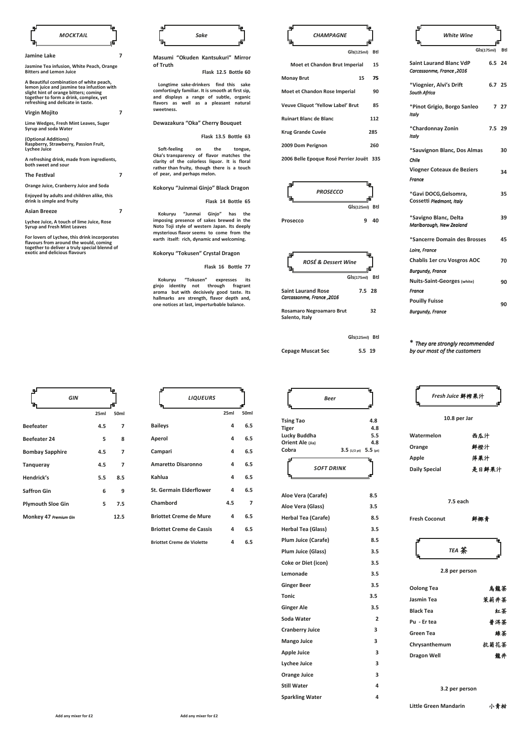## MOCKTAIL

**Jamine Lake** 7

**Jasmine Tea infusion, White Peach, Orange Bitters and Lemon Juice**

A Beautiful combination of white peach, lemon juice and jasmine tea infustion with slight hint of orange bitters; coming together to form a drink, complex, yet refreshing and delicate in taste.

**Virgin Mojito** 7

**Lime Wedges, Fresh Mint Leaves, Suger Syrup and soda Water**

**(Optional Additions) Raspberry, Strawberry, Passion Fruit, Lychee Juice**

A refreshing drink, made from ingredients, both sweet and sour

**The Festival** 7

**Orange Juice, Cranberry Juice and Soda**

Enjoyed by adults and children alike, this drink is simple and fruity

**Asian Breeze** 7

**Lychee Juice, A touch of lime Juice, Rose Syrup and Fresh Mint Leaves**

For lovers of Lychee, this drink incorporates flavours from around the would, coming together to deliver a truly special blennd of exotic and delicious flavours

## Sake

**Masumi "Okuden Kantsukuri" Mirror of Truth**

Flask 12.5 Bottle 60

Longtime sake-drinkers find this sake comfortingly familiar. It is smooth at first sip, and displays a range of subtle, organic flavors as well as a pleasant natural sweetness.

**Dewazakura "Oka" Cherry Bouquet**

Flask 13.5 Bottle 63

Soft-feeling on the tongue, Oka's transparency of flavor matches the clarity of the colorless liquor. It is floral rather than fruity, though there is a touch of pear, and perhaps melon.

**Kokoryu "Juinmai Ginjo" Black Dragon**

Flask 14 Bottle 65

Kokuryu "Junmai Ginjo" has the imposing presence of sakes brewed in the Noto Toji style of western Japan. Its deeply mysterious flavor seems to come from the earth itself: rich, dynamic and welcoming.

**Kokoryu "Tokusen" Crystal Dragon**

Flask 16 Bottle 77

Kokuryu "Tokusen" expresses its ginjo identity not through fragrant aroma but with decisively good taste. Its hallmarks are strength, flavor depth and, one notices at last, imperturbable balance.

## CHAMPAGNE

| | Gls(125ml) | Btl |
|---|---|---|
| Moet et Chandon Brut Imperial | | 15 |
| Monay Brut | 15 | 75 |
| Moet et Chandon Rose Imperial | | 90 |
| Veuve Cliquot 'Yellow Label' Brut | | 85 |
| Ruinart Blanc de Blanc | | 112 |
| Krug Grande Cuvée | | 285 |
| 2009 Dom Perignon | | 260 |
| 2006 Belle Epoque Rosé Perrier Jouët | | 335 |

## PROSECCO

| | Gls(125ml) | Btl |
|---|---|---|
| Prosecco | 9 | 40 |

## ROSÉ & Dessert Wine

| | Gls(175ml) | Btl |
|---|---|---|
| Saint Laurand Rose *Carcassonme, France ,2016* | 7.5 | 28 |
| Rosamaro Negroamaro Brut Salento, Italy | | 32 |

| | Gls(125ml) | Btl |
|---|---|---|
| Cepage Muscat Sec | 5.5 | 19 |

## White Wine

| | Gls(175ml) | Btl |
|---|---|---|
| Saint Laurand Blanc VdP *Carcassonme, France ,2016* | 6.5 | 24 |
| *Viognier, Alvi's Drift *South Africa* | 6.7 | 25 |
| *Pinot Grigio, Borgo Sanleo *Italy* | 7 | 27 |
| *Chardonnay Zonin *Italy* | 7.5 | 29 |
| *Sauvignon Blanc, Dos Almas *Chile* | | 30 |
| Viogner Coteaux de Beziers *France* | | 34 |
| *Gavi DOCG,Gelsomra, Cossetti *Piedmont, Italy* | | 35 |
| *Savigno Blanc, Delta *Marlborough, New Zealand* | | 39 |
| *Sancerre Domain des Brosses *Loire, France* | | 45 |
| Chablis 1er cru Vosgros AOC *Burgundy, France* | | 70 |
| Nuits-Saint-Georges (white) *France* | | 90 |
| Pouilly Fuisse *Burgundy, France* | | 90 |

*\* They are strongly recommended by our most of the customers*

## GIN

| | 25ml | 50ml |
|---|---|---|
| Beefeater | 4.5 | 7 |
| Beefeater 24 | 5 | 8 |
| Bombay Sapphire | 4.5 | 7 |
| Tanqueray | 4.5 | 7 |
| Hendrick's | 5.5 | 8.5 |
| Saffron Gin | 6 | 9 |
| Plymouth Sloe Gin | 5 | 7.5 |
| Monkey 47 *Premium Gin* | | 12.5 |

Add any mixer for £2

## LIQUEURS

| | 25ml | 50ml |
|---|---|---|
| Baileys | 4 | 6.5 |
| Aperol | 4 | 6.5 |
| Campari | 4 | 6.5 |
| Amaretto Disaronno | 4 | 6.5 |
| Kahlua | 4 | 6.5 |
| St. Germain Elderflower | 4 | 6.5 |
| Chambord | 4.5 | 7 |
| Briottet Creme de Mure | 4 | 6.5 |
| Briottet Creme de Cassis | 4 | 6.5 |
| Briottet Creme de Violette | 4 | 6.5 |

Add any mixer for £2

## Beer

| | |
|---|---|
| Tsing Tao | 4.8 |
| Tiger | 4.8 |
| Lucky Buddha | 5.5 |
| Orient Ale (Jia) | 4.8 |
| Cobra | 3.5 (1/2 pt) 5.5 (pt) |

## SOFT DRINK

| | |
|---|---|
| Aloe Vera (Carafe) | 8.5 |
| Aloe Vera (Glass) | 3.5 |
| Herbal Tea (Carafe) | 8.5 |
| Herbal Tea (Glass) | 3.5 |
| Plum Juice (Carafe) | 8.5 |
| Plum Juice (Glass) | 3.5 |
| Coke or Diet (icon) | 3.5 |
| Lemonade | 3.5 |
| Ginger Beer | 3.5 |
| Tonic | 3.5 |
| Ginger Ale | 3.5 |
| Soda Water | 2 |
| Cranberry Juice | 3 |
| Mango Juice | 3 |
| Apple Juice | 3 |
| Lychee Juice | 3 |
| Orange Juice | 3 |
| Still Water | 4 |
| Sparkling Water | 4 |

## Fresh Juice 鮮榨果汁

10.8 per Jar

| | |
|---|---|
| Watermelon | 西瓜汁 |
| Orange | 鮮橙汁 |
| Apple | 蘋果汁 |
| Daily Special | 是日鮮果汁 |

7.5 each

| | |
|---|---|
| Fresh Coconut | 鮮椰青 |

## TEA 茶

2.8 per person

| | |
|---|---|
| Oolong Tea | 烏龍茶 |
| Jasmin Tea | 茉莉井茶 |
| Black Tea | 紅茶 |
| Pu - Er tea | 普洱茶 |
| Green Tea | 綠茶 |
| Chrysanthemum | 杭菊花茶 |
| Dragon Well | 龍井 |

3.2 per person

| | |
|---|---|
| Little Green Mandarin | 小青柑 |